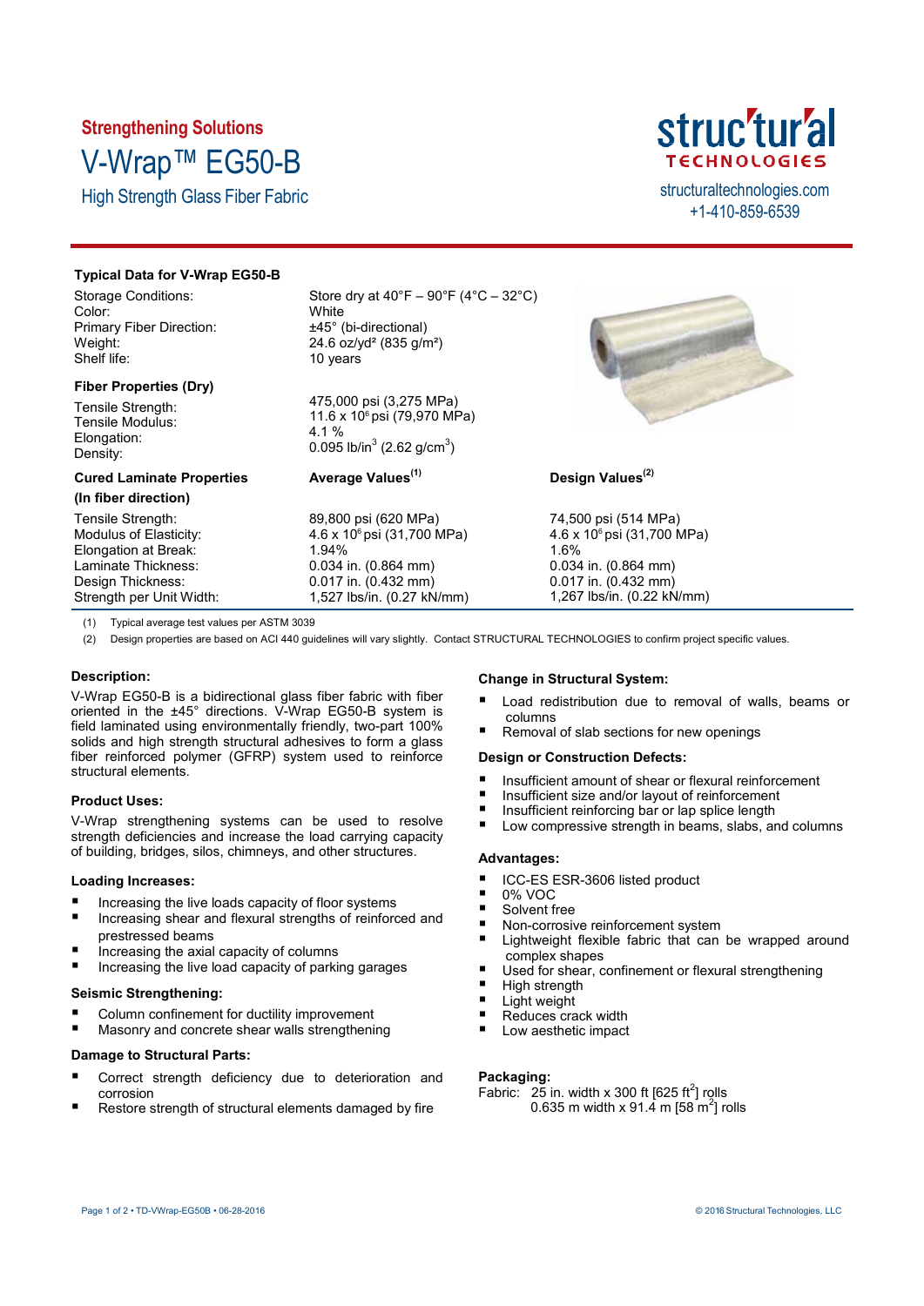**Strengthening Solutions**

# V-Wrap™ EG50-B

## High Strength Glass Fiber Fabric

struc'tur'al TECHNOLOGIES
structuraltechnologies.com
+1-410-859-6539

### Typical Data for V-Wrap EG50-B

| | |
|---|---|
| Storage Conditions: | Store dry at 40°F – 90°F (4°C – 32°C) |
| Color: | White |
| Primary Fiber Direction: | ±45° (bi-directional) |
| Weight: | 24.6 oz/yd² (835 g/m²) |
| Shelf life: | 10 years |

**Fiber Properties (Dry)**

| | |
|---|---|
| Tensile Strength: | 475,000 psi (3,275 MPa) |
| Tensile Modulus: | 11.6 x $10^6$ psi (79,970 MPa) |
| Elongation: | 4.1 % |
| Density: | 0.095 lb/in³ (2.62 g/cm³) |

| Cured Laminate Properties (In fiber direction) | Average Values[(1)] | Design Values[(2)] |
|---|---|---|
| Tensile Strength: | 89,800 psi (620 MPa) | 74,500 psi (514 MPa) |
| Modulus of Elasticity: | 4.6 x $10^6$ psi (31,700 MPa) | 4.6 x $10^6$ psi (31,700 MPa) |
| Elongation at Break: | 1.94% | 1.6% |
| Laminate Thickness: | 0.034 in. (0.864 mm) | 0.034 in. (0.864 mm) |
| Design Thickness: | 0.017 in. (0.432 mm) | 0.017 in. (0.432 mm) |
| Strength per Unit Width: | 1,527 lbs/in. (0.27 kN/mm) | 1,267 lbs/in. (0.22 kN/mm) |

(1) Typical average test values per ASTM 3039

(2) Design properties are based on ACI 440 guidelines will vary slightly. Contact STRUCTURAL TECHNOLOGIES to confirm project specific values.

### Description:

V-Wrap EG50-B is a bidirectional glass fiber fabric with fiber oriented in the ±45° directions. V-Wrap EG50-B system is field laminated using environmentally friendly, two-part 100% solids and high strength structural adhesives to form a glass fiber reinforced polymer (GFRP) system used to reinforce structural elements.

### Product Uses:

V-Wrap strengthening systems can be used to resolve strength deficiencies and increase the load carrying capacity of building, bridges, silos, chimneys, and other structures.

### Loading Increases:

- Increasing the live loads capacity of floor systems
- Increasing shear and flexural strengths of reinforced and prestressed beams
- Increasing the axial capacity of columns
- Increasing the live load capacity of parking garages

### Seismic Strengthening:

- Column confinement for ductility improvement
- Masonry and concrete shear walls strengthening

### Damage to Structural Parts:

- Correct strength deficiency due to deterioration and corrosion
- Restore strength of structural elements damaged by fire

### Change in Structural System:

- Load redistribution due to removal of walls, beams or columns
- Removal of slab sections for new openings

### Design or Construction Defects:

- Insufficient amount of shear or flexural reinforcement
- Insufficient size and/or layout of reinforcement
- Insufficient reinforcing bar or lap splice length
- Low compressive strength in beams, slabs, and columns

### Advantages:

- ICC-ES ESR-3606 listed product
- 0% VOC
- Solvent free
- Non-corrosive reinforcement system
- Lightweight flexible fabric that can be wrapped around complex shapes
- Used for shear, confinement or flexural strengthening
- High strength
- Light weight
- Reduces crack width
- Low aesthetic impact

### Packaging:

Fabric: 25 in. width x 300 ft [625 ft²] rolls
0.635 m width x 91.4 m [58 m²] rolls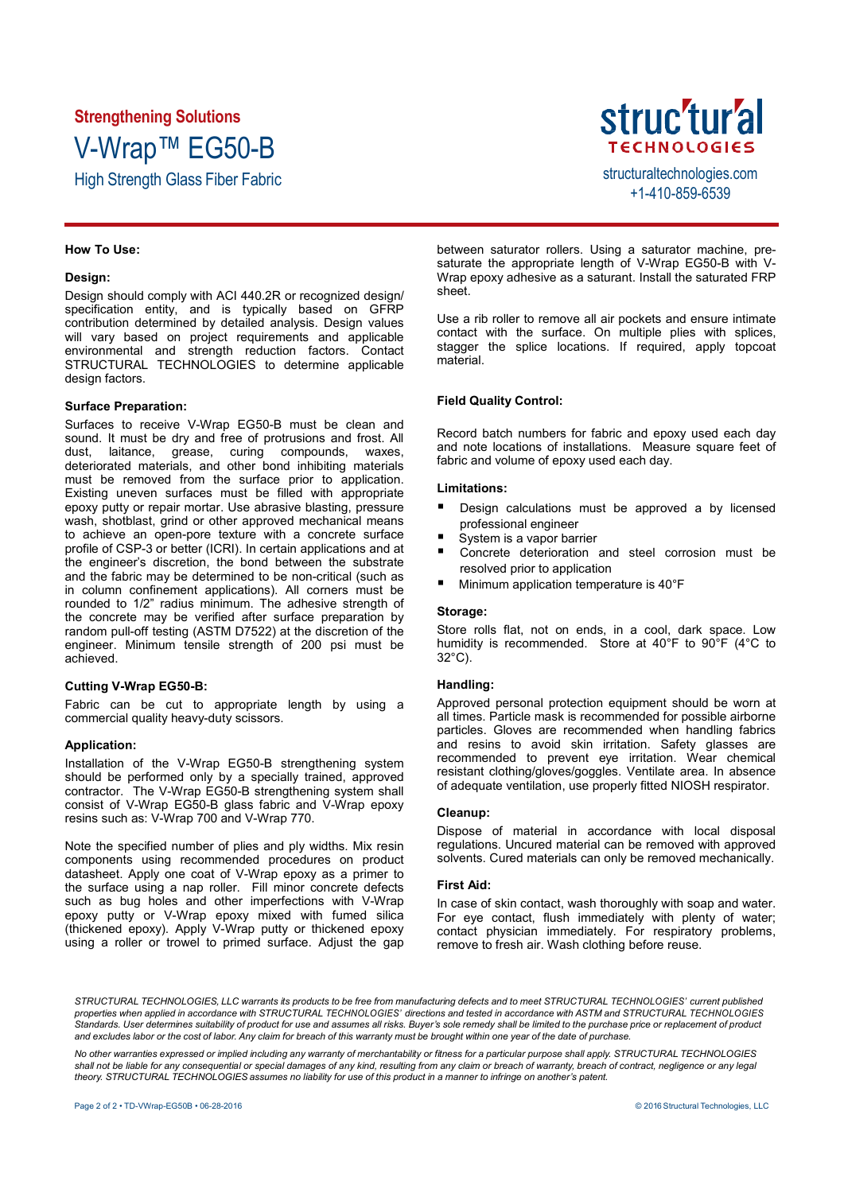# Strengthening Solutions

# V-Wrap™ EG50-B

## High Strength Glass Fiber Fabric

structural TECHNOLOGIES
structuraltechnologies.com
+1-410-859-6539

**How To Use:**

**Design:**

Design should comply with ACI 440.2R or recognized design/ specification entity, and is typically based on GFRP contribution determined by detailed analysis. Design values will vary based on project requirements and applicable environmental and strength reduction factors. Contact STRUCTURAL TECHNOLOGIES to determine applicable design factors.

**Surface Preparation:**

Surfaces to receive V-Wrap EG50-B must be clean and sound. It must be dry and free of protrusions and frost. All dust, laitance, grease, curing compounds, waxes, deteriorated materials, and other bond inhibiting materials must be removed from the surface prior to application. Existing uneven surfaces must be filled with appropriate epoxy putty or repair mortar. Use abrasive blasting, pressure wash, shotblast, grind or other approved mechanical means to achieve an open-pore texture with a concrete surface profile of CSP-3 or better (ICRI). In certain applications and at the engineer's discretion, the bond between the substrate and the fabric may be determined to be non-critical (such as in column confinement applications). All corners must be rounded to 1/2" radius minimum. The adhesive strength of the concrete may be verified after surface preparation by random pull-off testing (ASTM D7522) at the discretion of the engineer. Minimum tensile strength of 200 psi must be achieved.

**Cutting V-Wrap EG50-B:**

Fabric can be cut to appropriate length by using a commercial quality heavy-duty scissors.

**Application:**

Installation of the V-Wrap EG50-B strengthening system should be performed only by a specially trained, approved contractor. The V-Wrap EG50-B strengthening system shall consist of V-Wrap EG50-B glass fabric and V-Wrap epoxy resins such as: V-Wrap 700 and V-Wrap 770.

Note the specified number of plies and ply widths. Mix resin components using recommended procedures on product datasheet. Apply one coat of V-Wrap epoxy as a primer to the surface using a nap roller. Fill minor concrete defects such as bug holes and other imperfections with V-Wrap epoxy putty or V-Wrap epoxy mixed with fumed silica (thickened epoxy). Apply V-Wrap putty or thickened epoxy using a roller or trowel to primed surface. Adjust the gap between saturator rollers. Using a saturator machine, pre-saturate the appropriate length of V-Wrap EG50-B with V-Wrap epoxy adhesive as a saturant. Install the saturated FRP sheet.

Use a rib roller to remove all air pockets and ensure intimate contact with the surface. On multiple plies with splices, stagger the splice locations. If required, apply topcoat material.

**Field Quality Control:**

Record batch numbers for fabric and epoxy used each day and note locations of installations. Measure square feet of fabric and volume of epoxy used each day.

**Limitations:**

- Design calculations must be approved a by licensed professional engineer
- System is a vapor barrier
- Concrete deterioration and steel corrosion must be resolved prior to application
- Minimum application temperature is 40°F

**Storage:**

Store rolls flat, not on ends, in a cool, dark space. Low humidity is recommended. Store at 40°F to 90°F (4°C to 32°C).

**Handling:**

Approved personal protection equipment should be worn at all times. Particle mask is recommended for possible airborne particles. Gloves are recommended when handling fabrics and resins to avoid skin irritation. Safety glasses are recommended to prevent eye irritation. Wear chemical resistant clothing/gloves/goggles. Ventilate area. In absence of adequate ventilation, use properly fitted NIOSH respirator.

**Cleanup:**

Dispose of material in accordance with local disposal regulations. Uncured material can be removed with approved solvents. Cured materials can only be removed mechanically.

**First Aid:**

In case of skin contact, wash thoroughly with soap and water. For eye contact, flush immediately with plenty of water; contact physician immediately. For respiratory problems, remove to fresh air. Wash clothing before reuse.

*STRUCTURAL TECHNOLOGIES, LLC warrants its products to be free from manufacturing defects and to meet STRUCTURAL TECHNOLOGIES' current published properties when applied in accordance with STRUCTURAL TECHNOLOGIES' directions and tested in accordance with ASTM and STRUCTURAL TECHNOLOGIES Standards. User determines suitability of product for use and assumes all risks. Buyer's sole remedy shall be limited to the purchase price or replacement of product and excludes labor or the cost of labor. Any claim for breach of this warranty must be brought within one year of the date of purchase.*

*No other warranties expressed or implied including any warranty of merchantability or fitness for a particular purpose shall apply. STRUCTURAL TECHNOLOGIES shall not be liable for any consequential or special damages of any kind, resulting from any claim or breach of warranty, breach of contract, negligence or any legal theory. STRUCTURAL TECHNOLOGIES assumes no liability for use of this product in a manner to infringe on another's patent.*

TD-VWrap-EG50B • 06-28-2016

© 2016 Structural Technologies, LLC